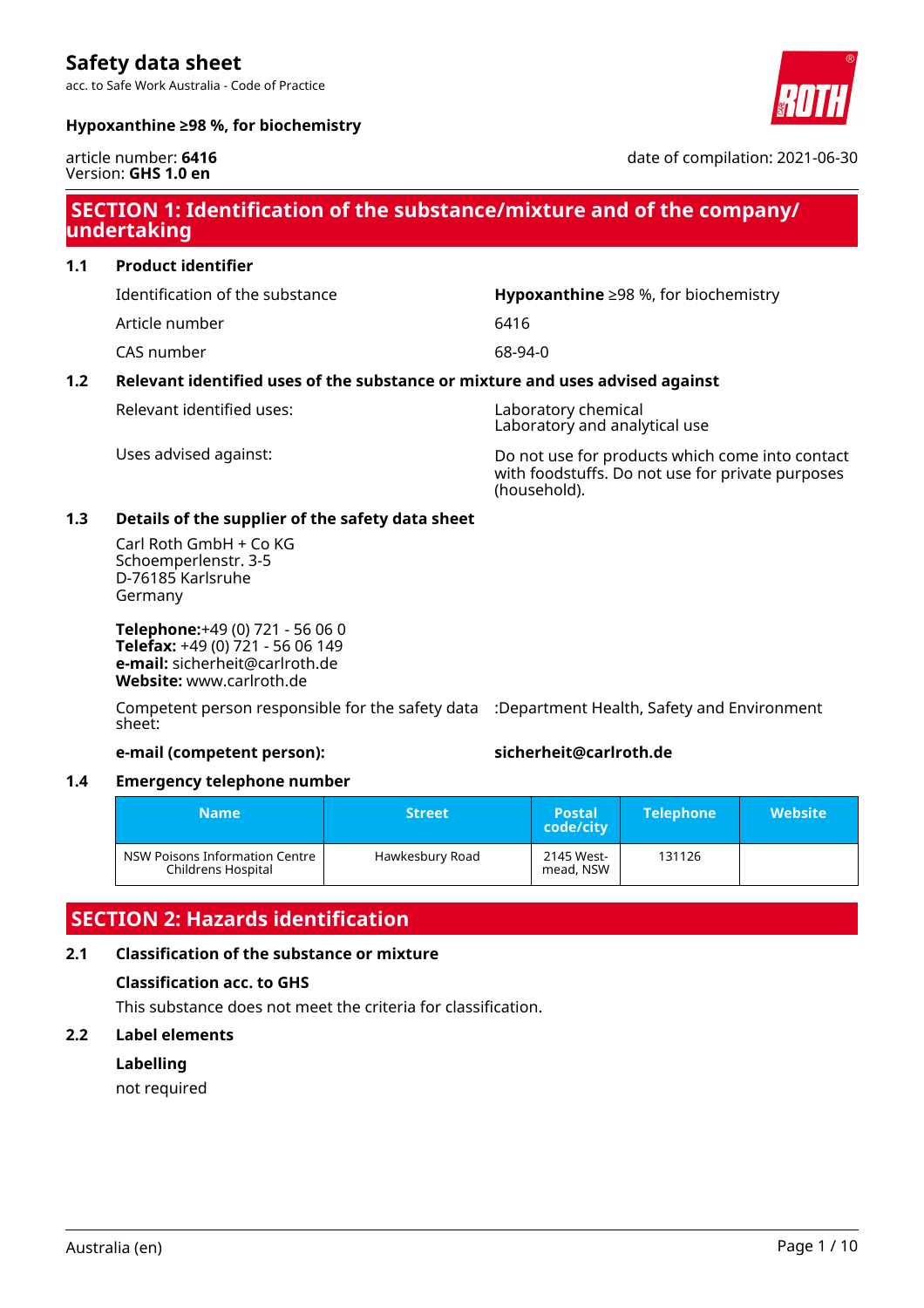# Safety data sheet

acc. to Safe Work Australia - Code of Practice

**Hypoxanthine ≥98 %, for biochemistry**

article number: **6416**
Version: **GHS 1.0 en**

date of compilation: 2021-06-30

## SECTION 1: Identification of the substance/mixture and of the company/undertaking

### 1.1 Product identifier

| | |
|---|---|
| Identification of the substance | **Hypoxanthine** ≥98 %, for biochemistry |
| Article number | 6416 |
| CAS number | 68-94-0 |

### 1.2 Relevant identified uses of the substance or mixture and uses advised against

| | |
|---|---|
| Relevant identified uses: | Laboratory chemical<br>Laboratory and analytical use |
| Uses advised against: | Do not use for products which come into contact with foodstuffs. Do not use for private purposes (household). |

### 1.3 Details of the supplier of the safety data sheet

Carl Roth GmbH + Co KG
Schoemperlenstr. 3-5
D-76185 Karlsruhe
Germany

**Telephone:**+49 (0) 721 - 56 06 0
**Telefax:** +49 (0) 721 - 56 06 149
**e-mail:** sicherheit@carlroth.de
**Website:** www.carlroth.de

Competent person responsible for the safety data sheet: :Department Health, Safety and Environment

**e-mail (competent person):** **sicherheit@carlroth.de**

### 1.4 Emergency telephone number

| Name | Street | Postal code/city | Telephone | Website |
|---|---|---|---|---|
| NSW Poisons Information Centre Childrens Hospital | Hawkesbury Road | 2145 Westmead, NSW | 131126 | |

## SECTION 2: Hazards identification

### 2.1 Classification of the substance or mixture

**Classification acc. to GHS**

This substance does not meet the criteria for classification.

### 2.2 Label elements

**Labelling**

not required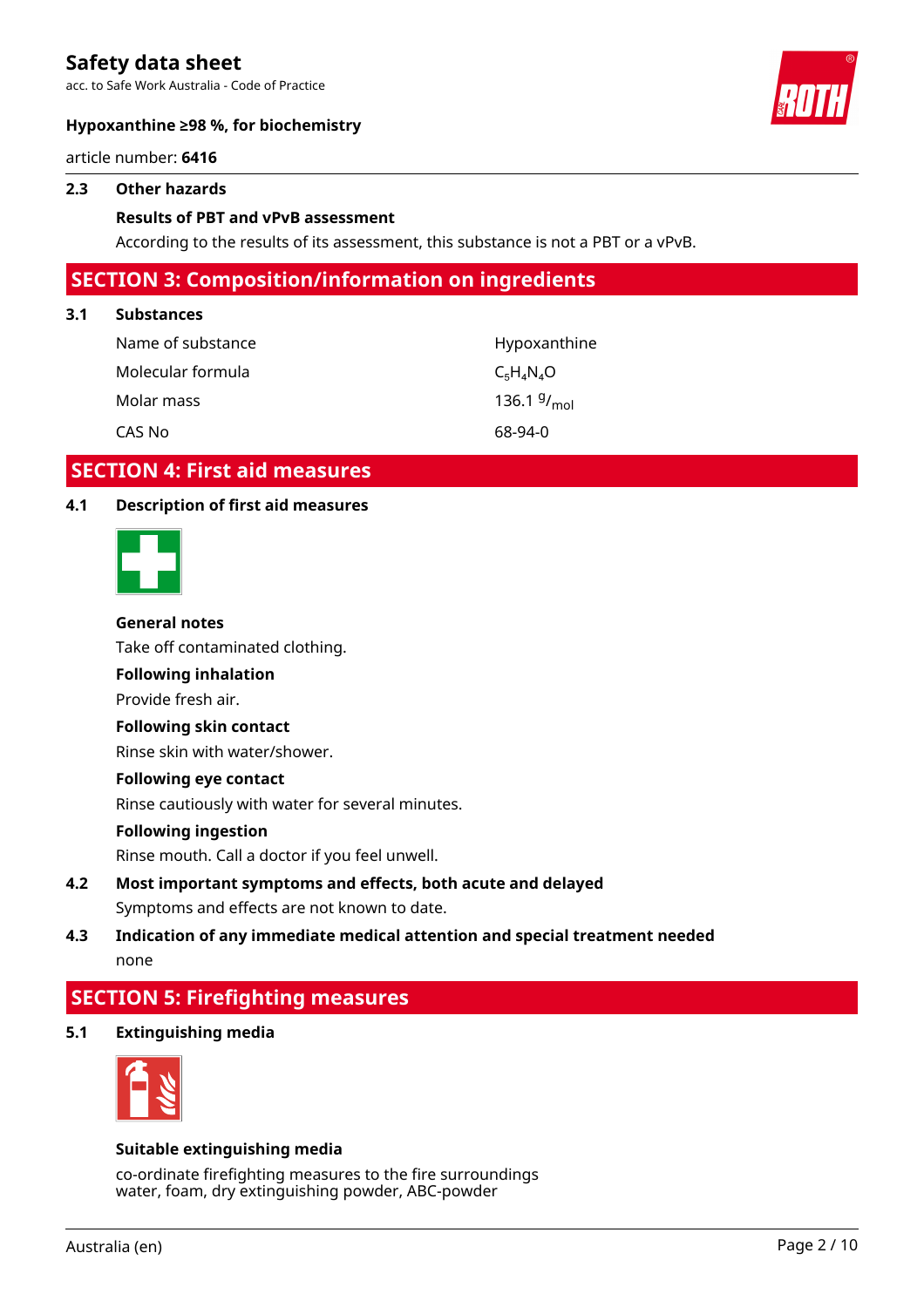### 2.3 Other hazards

**Results of PBT and vPvB assessment**

According to the results of its assessment, this substance is not a PBT or a vPvB.

## SECTION 3: Composition/information on ingredients

### 3.1 Substances

| | |
|---|---|
| Name of substance | Hypoxanthine |
| Molecular formula | $C_5H_4N_4O$ |
| Molar mass | 136.1 $^{g}/_{mol}$ |
| CAS No | 68-94-0 |

## SECTION 4: First aid measures

### 4.1 Description of first aid measures

**General notes**

Take off contaminated clothing.

**Following inhalation**

Provide fresh air.

**Following skin contact**

Rinse skin with water/shower.

**Following eye contact**

Rinse cautiously with water for several minutes.

**Following ingestion**

Rinse mouth. Call a doctor if you feel unwell.

### 4.2 Most important symptoms and effects, both acute and delayed

Symptoms and effects are not known to date.

### 4.3 Indication of any immediate medical attention and special treatment needed

none

## SECTION 5: Firefighting measures

### 5.1 Extinguishing media

**Suitable extinguishing media**

co-ordinate firefighting measures to the fire surroundings
water, foam, dry extinguishing powder, ABC-powder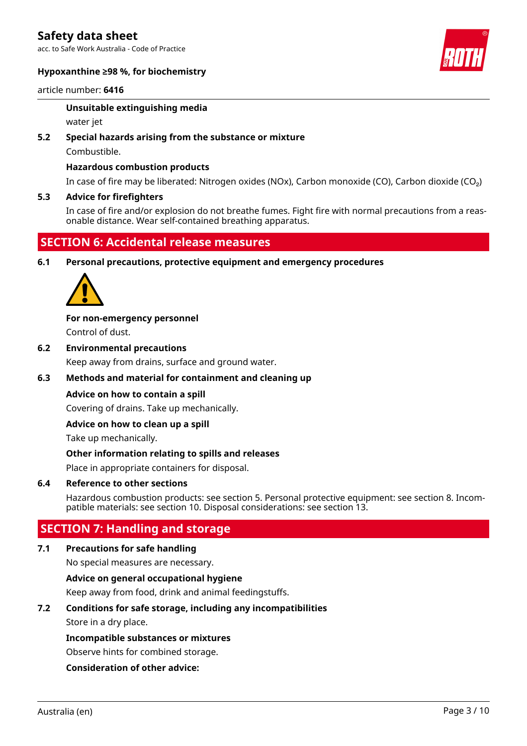#### Unsuitable extinguishing media

water jet

### 5.2 Special hazards arising from the substance or mixture

Combustible.

#### Hazardous combustion products

In case of fire may be liberated: Nitrogen oxides (NOx), Carbon monoxide (CO), Carbon dioxide ($CO_2$)

### 5.3 Advice for firefighters

In case of fire and/or explosion do not breathe fumes. Fight fire with normal precautions from a reasonable distance. Wear self-contained breathing apparatus.

## SECTION 6: Accidental release measures

### 6.1 Personal precautions, protective equipment and emergency procedures

#### For non-emergency personnel

Control of dust.

### 6.2 Environmental precautions

Keep away from drains, surface and ground water.

### 6.3 Methods and material for containment and cleaning up

#### Advice on how to contain a spill

Covering of drains. Take up mechanically.

#### Advice on how to clean up a spill

Take up mechanically.

#### Other information relating to spills and releases

Place in appropriate containers for disposal.

### 6.4 Reference to other sections

Hazardous combustion products: see section 5. Personal protective equipment: see section 8. Incompatible materials: see section 10. Disposal considerations: see section 13.

## SECTION 7: Handling and storage

### 7.1 Precautions for safe handling

No special measures are necessary.

#### Advice on general occupational hygiene

Keep away from food, drink and animal feedingstuffs.

### 7.2 Conditions for safe storage, including any incompatibilities

Store in a dry place.

#### Incompatible substances or mixtures

Observe hints for combined storage.

#### Consideration of other advice: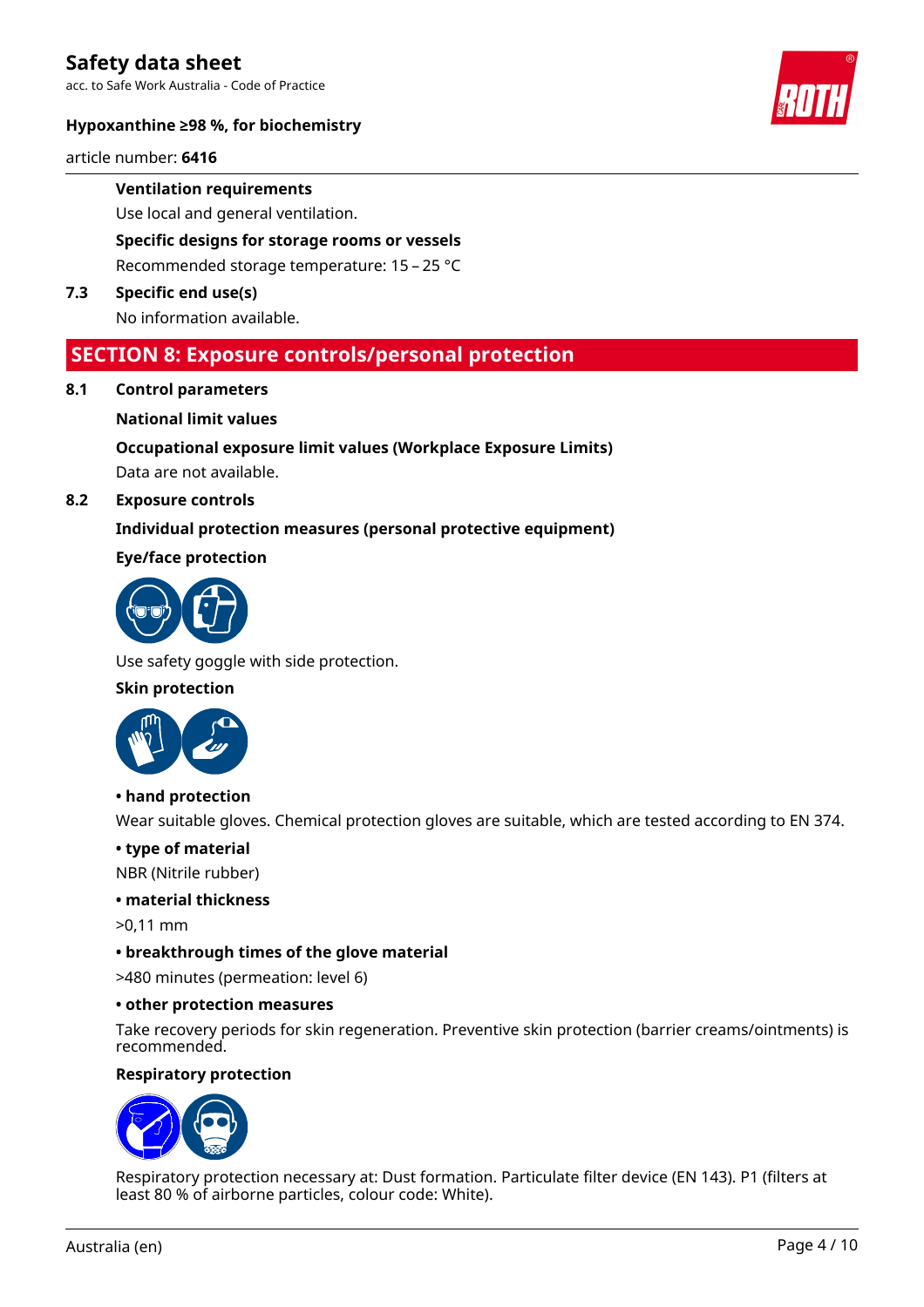**Ventilation requirements**

Use local and general ventilation.

**Specific designs for storage rooms or vessels**

Recommended storage temperature: 15 – 25 °C

**7.3 Specific end use(s)**

No information available.

## SECTION 8: Exposure controls/personal protection

**8.1 Control parameters**

**National limit values**

**Occupational exposure limit values (Workplace Exposure Limits)**

Data are not available.

**8.2 Exposure controls**

**Individual protection measures (personal protective equipment)**

**Eye/face protection**

Use safety goggle with side protection.

**Skin protection**

**• hand protection**

Wear suitable gloves. Chemical protection gloves are suitable, which are tested according to EN 374.

**• type of material**

NBR (Nitrile rubber)

**• material thickness**

>0,11 mm

**• breakthrough times of the glove material**

>480 minutes (permeation: level 6)

**• other protection measures**

Take recovery periods for skin regeneration. Preventive skin protection (barrier creams/ointments) is recommended.

**Respiratory protection**

Respiratory protection necessary at: Dust formation. Particulate filter device (EN 143). P1 (filters at least 80 % of airborne particles, colour code: White).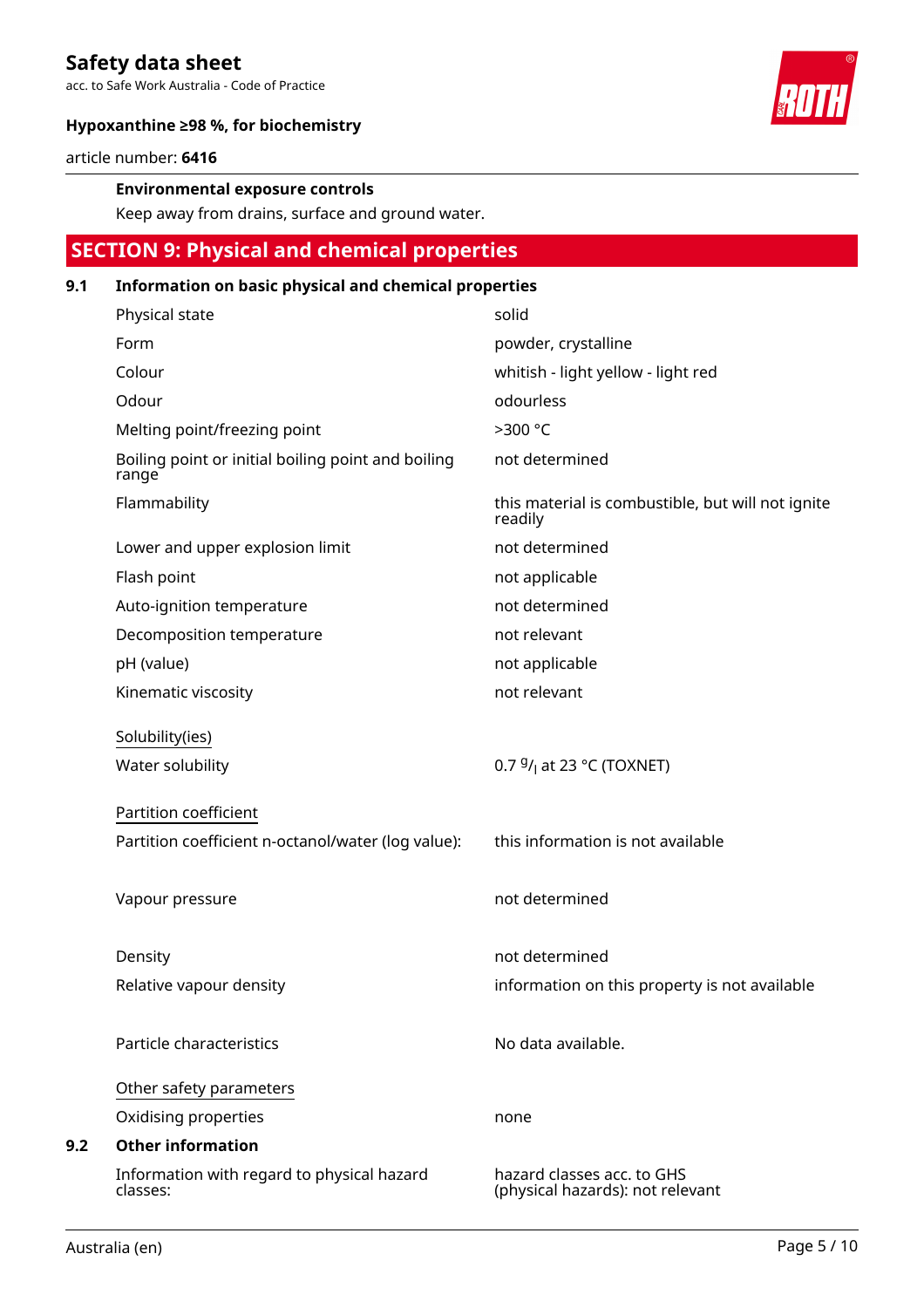**Environmental exposure controls**

Keep away from drains, surface and ground water.

## SECTION 9: Physical and chemical properties

### 9.1 Information on basic physical and chemical properties

| | |
|---|---|
| Physical state | solid |
| Form | powder, crystalline |
| Colour | whitish - light yellow - light red |
| Odour | odourless |
| Melting point/freezing point | >300 °C |
| Boiling point or initial boiling point and boiling range | not determined |
| Flammability | this material is combustible, but will not ignite readily |
| Lower and upper explosion limit | not determined |
| Flash point | not applicable |
| Auto-ignition temperature | not determined |
| Decomposition temperature | not relevant |
| pH (value) | not applicable |
| Kinematic viscosity | not relevant |

Solubility(ies)

| | |
|---|---|
| Water solubility | 0.7 $^{g}/_{l}$ at 23 °C (TOXNET) |

Partition coefficient

| | |
|---|---|
| Partition coefficient n-octanol/water (log value): | this information is not available |
| Vapour pressure | not determined |
| Density | not determined |
| Relative vapour density | information on this property is not available |
| Particle characteristics | No data available. |

Other safety parameters

| | |
|---|---|
| Oxidising properties | none |

### 9.2 Other information

| | |
|---|---|
| Information with regard to physical hazard classes: | hazard classes acc. to GHS (physical hazards): not relevant |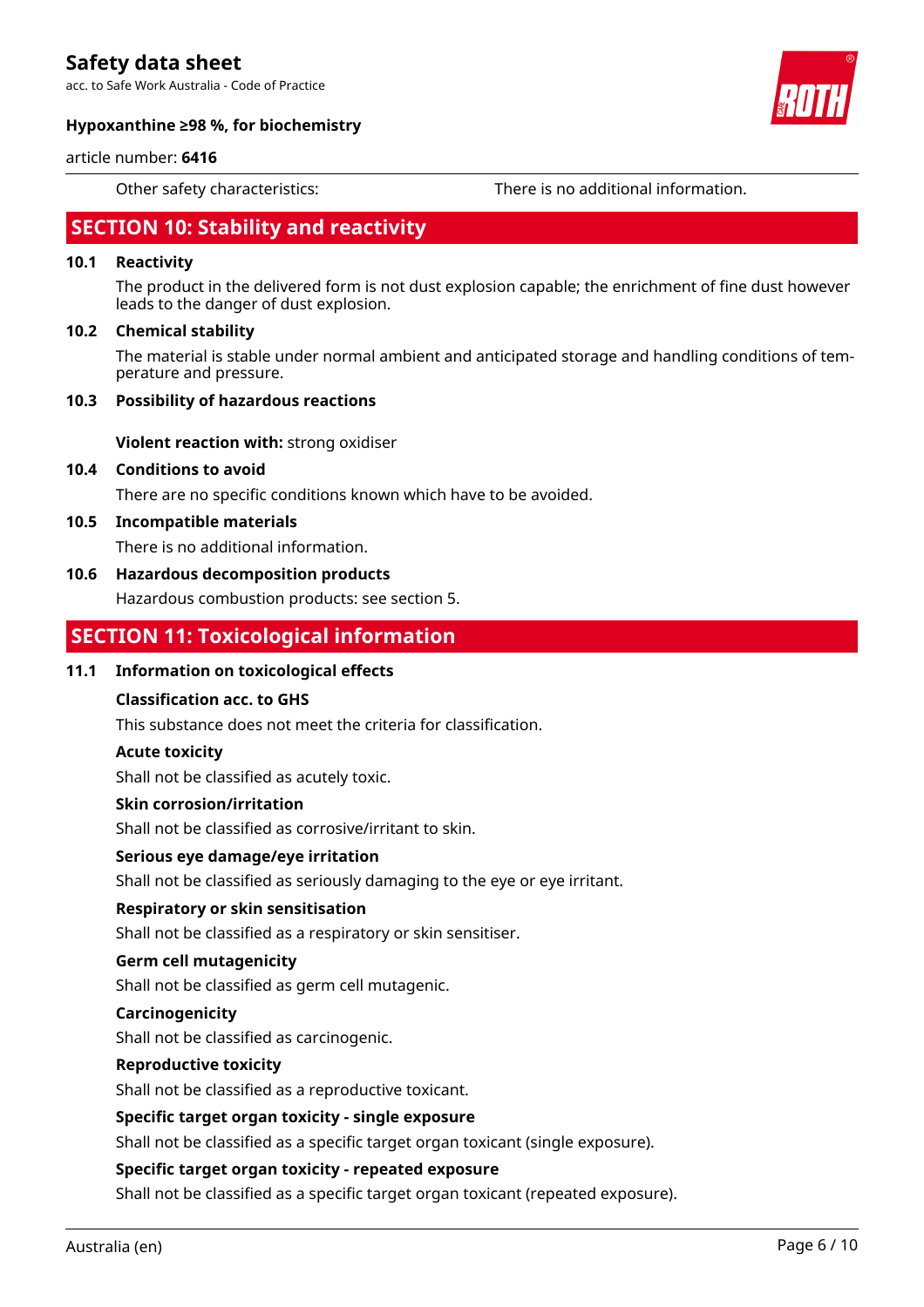Other safety characteristics: There is no additional information.

## SECTION 10: Stability and reactivity

### 10.1 Reactivity

The product in the delivered form is not dust explosion capable; the enrichment of fine dust however leads to the danger of dust explosion.

### 10.2 Chemical stability

The material is stable under normal ambient and anticipated storage and handling conditions of temperature and pressure.

### 10.3 Possibility of hazardous reactions

**Violent reaction with:** strong oxidiser

### 10.4 Conditions to avoid

There are no specific conditions known which have to be avoided.

### 10.5 Incompatible materials

There is no additional information.

### 10.6 Hazardous decomposition products

Hazardous combustion products: see section 5.

## SECTION 11: Toxicological information

### 11.1 Information on toxicological effects

**Classification acc. to GHS**

This substance does not meet the criteria for classification.

**Acute toxicity**

Shall not be classified as acutely toxic.

**Skin corrosion/irritation**

Shall not be classified as corrosive/irritant to skin.

**Serious eye damage/eye irritation**

Shall not be classified as seriously damaging to the eye or eye irritant.

**Respiratory or skin sensitisation**

Shall not be classified as a respiratory or skin sensitiser.

**Germ cell mutagenicity**

Shall not be classified as germ cell mutagenic.

**Carcinogenicity**

Shall not be classified as carcinogenic.

**Reproductive toxicity**

Shall not be classified as a reproductive toxicant.

**Specific target organ toxicity - single exposure**

Shall not be classified as a specific target organ toxicant (single exposure).

**Specific target organ toxicity - repeated exposure**

Shall not be classified as a specific target organ toxicant (repeated exposure).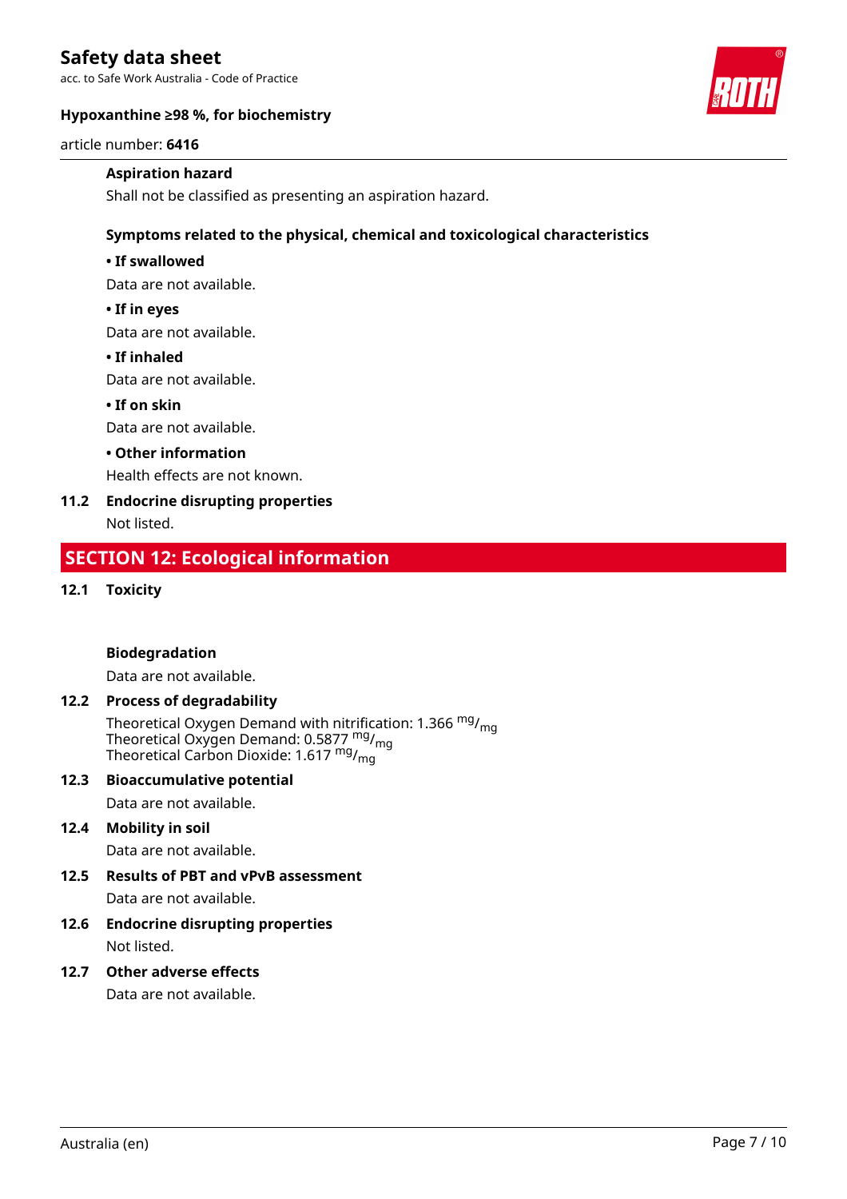**Aspiration hazard**

Shall not be classified as presenting an aspiration hazard.

**Symptoms related to the physical, chemical and toxicological characteristics**

**• If swallowed**

Data are not available.

**• If in eyes**

Data are not available.

**• If inhaled**

Data are not available.

**• If on skin**

Data are not available.

**• Other information**

Health effects are not known.

### 11.2 Endocrine disrupting properties

Not listed.

## SECTION 12: Ecological information

### 12.1 Toxicity

**Biodegradation**

Data are not available.

### 12.2 Process of degradability

Theoretical Oxygen Demand with nitrification: 1.366 $^{mg}/_{mg}$
Theoretical Oxygen Demand: 0.5877 $^{mg}/_{mg}$
Theoretical Carbon Dioxide: 1.617 $^{mg}/_{mg}$

### 12.3 Bioaccumulative potential

Data are not available.

### 12.4 Mobility in soil

Data are not available.

### 12.5 Results of PBT and vPvB assessment

Data are not available.

### 12.6 Endocrine disrupting properties

Not listed.

### 12.7 Other adverse effects

Data are not available.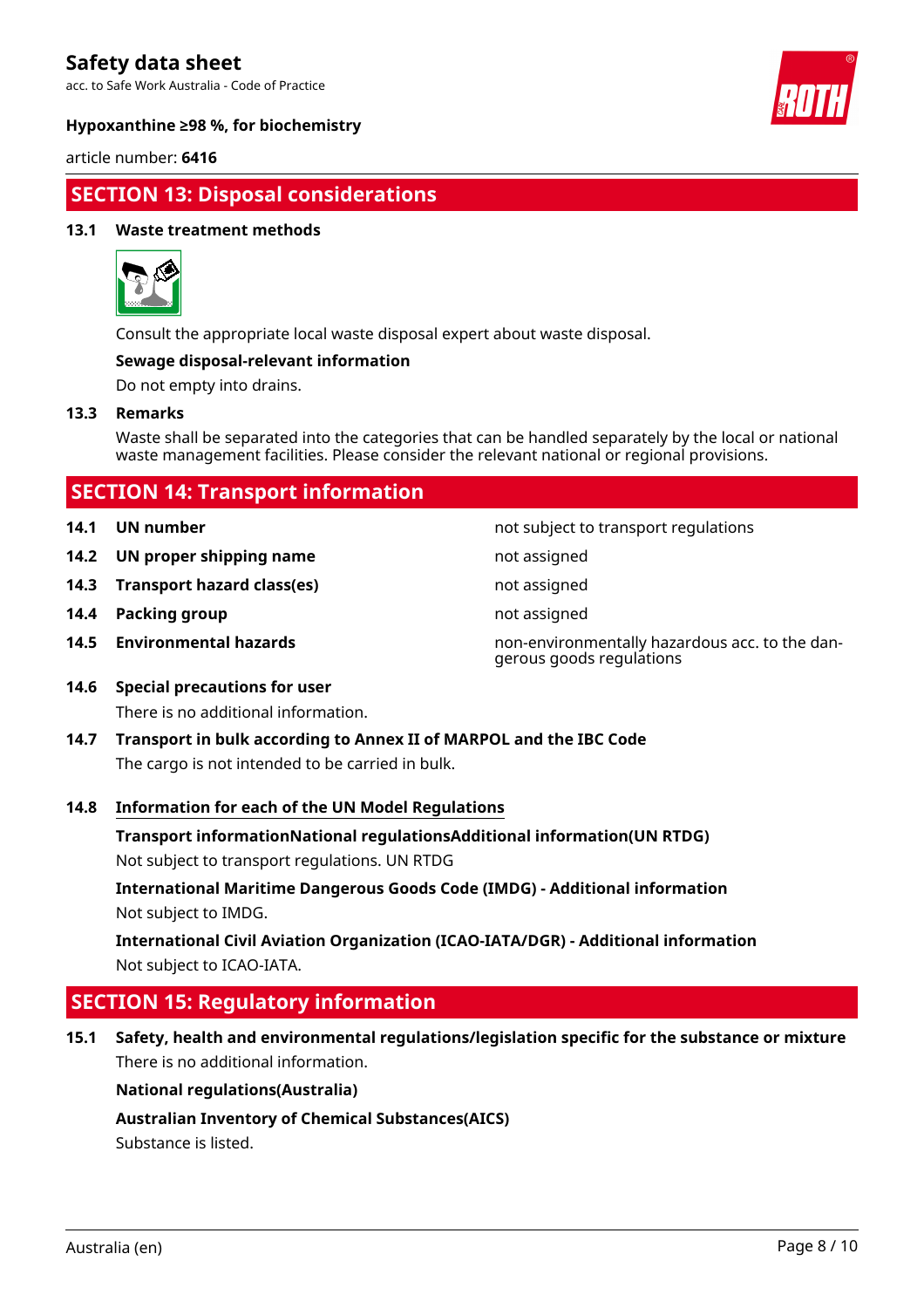## SECTION 13: Disposal considerations

### 13.1 Waste treatment methods

Consult the appropriate local waste disposal expert about waste disposal.

**Sewage disposal-relevant information**

Do not empty into drains.

### 13.3 Remarks

Waste shall be separated into the categories that can be handled separately by the local or national waste management facilities. Please consider the relevant national or regional provisions.

## SECTION 14: Transport information

| | | |
|---|---|---|
| **14.1** | **UN number** | not subject to transport regulations |
| **14.2** | **UN proper shipping name** | not assigned |
| **14.3** | **Transport hazard class(es)** | not assigned |
| **14.4** | **Packing group** | not assigned |
| **14.5** | **Environmental hazards** | non-environmentally hazardous acc. to the dangerous goods regulations |

### 14.6 Special precautions for user

There is no additional information.

### 14.7 Transport in bulk according to Annex II of MARPOL and the IBC Code

The cargo is not intended to be carried in bulk.

### 14.8 Information for each of the UN Model Regulations

**Transport informationNational regulationsAdditional information(UN RTDG)**

Not subject to transport regulations. UN RTDG

**International Maritime Dangerous Goods Code (IMDG) - Additional information**

Not subject to IMDG.

**International Civil Aviation Organization (ICAO-IATA/DGR) - Additional information**

Not subject to ICAO-IATA.

## SECTION 15: Regulatory information

### 15.1 Safety, health and environmental regulations/legislation specific for the substance or mixture

There is no additional information.

**National regulations(Australia)**

**Australian Inventory of Chemical Substances(AICS)**

Substance is listed.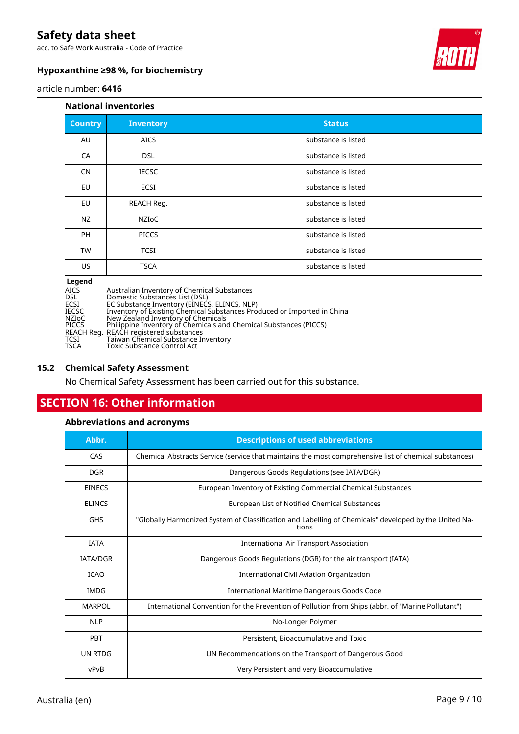### National inventories

| Country | Inventory | Status |
|---|---|---|
| AU | AICS | substance is listed |
| CA | DSL | substance is listed |
| CN | IECSC | substance is listed |
| EU | ECSI | substance is listed |
| EU | REACH Reg. | substance is listed |
| NZ | NZIoC | substance is listed |
| PH | PICCS | substance is listed |
| TW | TCSI | substance is listed |
| US | TSCA | substance is listed |

**Legend**

AICS Australian Inventory of Chemical Substances
DSL Domestic Substances List (DSL)
ECSI EC Substance Inventory (EINECS, ELINCS, NLP)
IECSC Inventory of Existing Chemical Substances Produced or Imported in China
NZIoC New Zealand Inventory of Chemicals
PICCS Philippine Inventory of Chemicals and Chemical Substances (PICCS)
REACH Reg. REACH registered substances
TCSI Taiwan Chemical Substance Inventory
TSCA Toxic Substance Control Act

### 15.2 Chemical Safety Assessment

No Chemical Safety Assessment has been carried out for this substance.

## SECTION 16: Other information

### Abbreviations and acronyms

| Abbr. | Descriptions of used abbreviations |
|---|---|
| CAS | Chemical Abstracts Service (service that maintains the most comprehensive list of chemical substances) |
| DGR | Dangerous Goods Regulations (see IATA/DGR) |
| EINECS | European Inventory of Existing Commercial Chemical Substances |
| ELINCS | European List of Notified Chemical Substances |
| GHS | "Globally Harmonized System of Classification and Labelling of Chemicals" developed by the United Nations |
| IATA | International Air Transport Association |
| IATA/DGR | Dangerous Goods Regulations (DGR) for the air transport (IATA) |
| ICAO | International Civil Aviation Organization |
| IMDG | International Maritime Dangerous Goods Code |
| MARPOL | International Convention for the Prevention of Pollution from Ships (abbr. of "Marine Pollutant") |
| NLP | No-Longer Polymer |
| PBT | Persistent, Bioaccumulative and Toxic |
| UN RTDG | UN Recommendations on the Transport of Dangerous Good |
| vPvB | Very Persistent and very Bioaccumulative |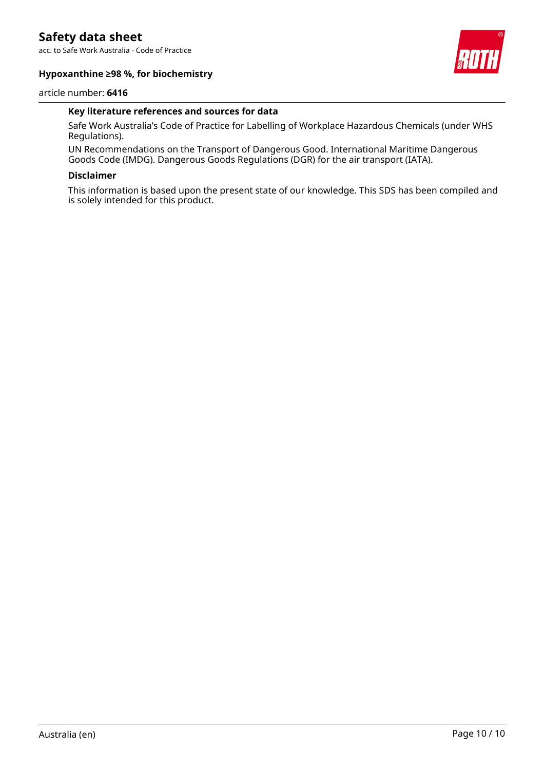### Key literature references and sources for data

Safe Work Australia's Code of Practice for Labelling of Workplace Hazardous Chemicals (under WHS Regulations).

UN Recommendations on the Transport of Dangerous Good. International Maritime Dangerous Goods Code (IMDG). Dangerous Goods Regulations (DGR) for the air transport (IATA).

### Disclaimer

This information is based upon the present state of our knowledge. This SDS has been compiled and is solely intended for this product.